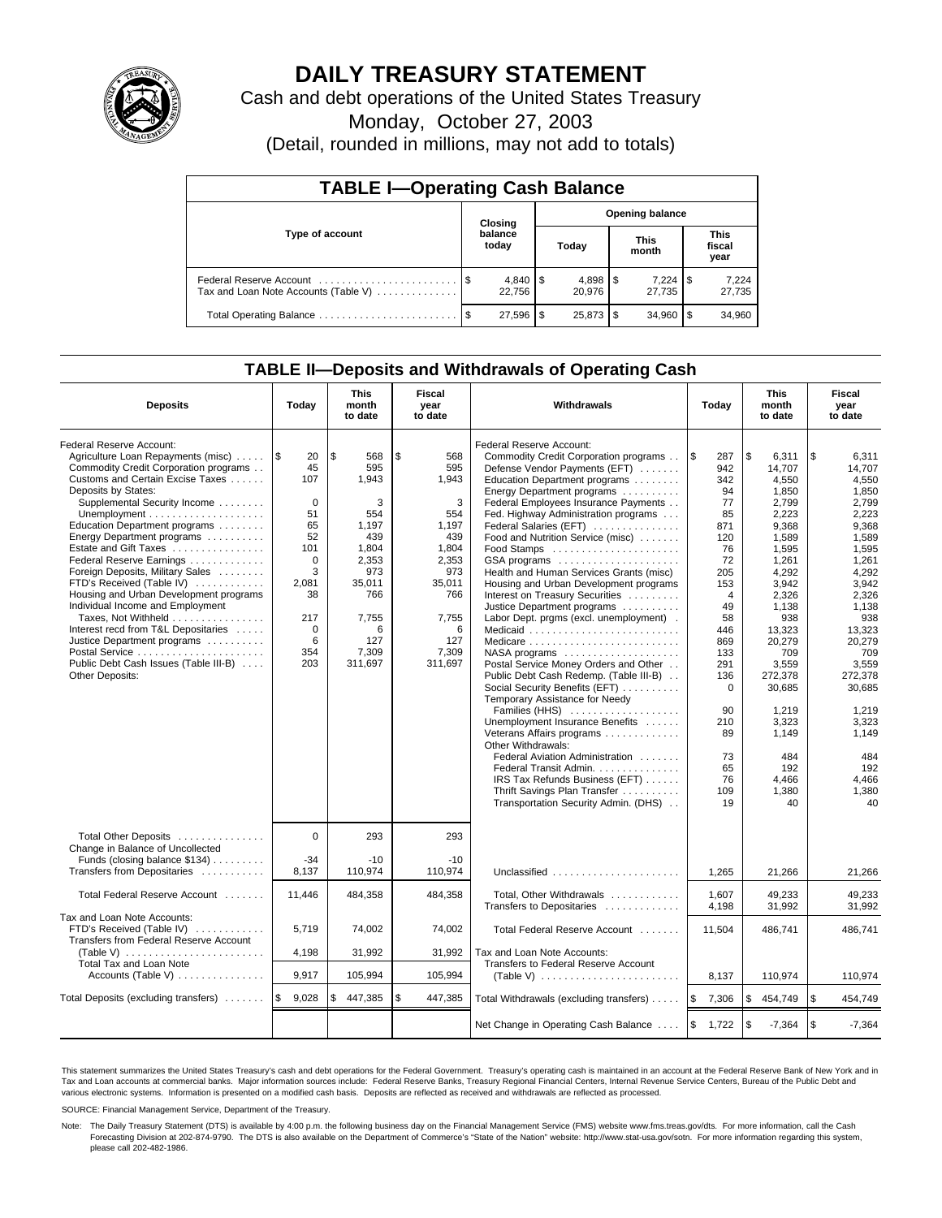# DAILY TREASURY STATEMENT

Cash and debt operations of the United States Treasury

Monday, October 27, 2003

(Detail, rounded in millions, may not add to totals)

## TABLE I—Operating Cash Balance

| Type of account | Closing balance today | Opening balance Today | Opening balance This month | Opening balance This fiscal year |
|---|---|---|---|---|
| Federal Reserve Account | $ 4,840 | $ 4,898 | $ 7,224 | $ 7,224 |
| Tax and Loan Note Accounts (Table V) | 22,756 | 20,976 | 27,735 | 27,735 |
| Total Operating Balance | $ 27,596 | $ 25,873 | $ 34,960 | $ 34,960 |

## TABLE II—Deposits and Withdrawals of Operating Cash

| Deposits | Today | This month to date | Fiscal year to date | Withdrawals | Today | This month to date | Fiscal year to date |
|---|---|---|---|---|---|---|---|
| Federal Reserve Account: | | | | Federal Reserve Account: | | | |
| Agriculture Loan Repayments (misc) | $ 20 | $ 568 | $ 568 | Commodity Credit Corporation programs | $ 287 | $ 6,311 | $ 6,311 |
| Commodity Credit Corporation programs | 45 | 595 | 595 | Defense Vendor Payments (EFT) | 942 | 14,707 | 14,707 |
| Customs and Certain Excise Taxes | 107 | 1,943 | 1,943 | Education Department programs | 342 | 4,550 | 4,550 |
| Deposits by States: | | | | Energy Department programs | 94 | 1,850 | 1,850 |
| Supplemental Security Income | 0 | 3 | 3 | Federal Employees Insurance Payments | 77 | 2,799 | 2,799 |
| Unemployment | 51 | 554 | 554 | Fed. Highway Administration programs | 85 | 2,223 | 2,223 |
| Education Department programs | 65 | 1,197 | 1,197 | Federal Salaries (EFT) | 871 | 9,368 | 9,368 |
| Energy Department programs | 52 | 439 | 439 | Food and Nutrition Service (misc) | 120 | 1,589 | 1,589 |
| Estate and Gift Taxes | 101 | 1,804 | 1,804 | Food Stamps | 76 | 1,595 | 1,595 |
| Federal Reserve Earnings | 0 | 2,353 | 2,353 | GSA programs | 72 | 1,261 | 1,261 |
| Foreign Deposits, Military Sales | 3 | 973 | 973 | Health and Human Services Grants (misc) | 205 | 4,292 | 4,292 |
| FTD's Received (Table IV) | 2,081 | 35,011 | 35,011 | Housing and Urban Development programs | 153 | 3,942 | 3,942 |
| Housing and Urban Development programs | 38 | 766 | 766 | Interest on Treasury Securities | 4 | 2,326 | 2,326 |
| Individual Income and Employment | | | | Justice Department programs | 49 | 1,138 | 1,138 |
| Taxes, Not Withheld | 217 | 7,755 | 7,755 | Labor Dept. prgms (excl. unemployment) | 58 | 938 | 938 |
| Interest recd from T&L Depositaries | 0 | 6 | 6 | Medicaid | 446 | 13,323 | 13,323 |
| Justice Department programs | 6 | 127 | 127 | Medicare | 869 | 20,279 | 20,279 |
| Postal Service | 354 | 7,309 | 7,309 | NASA programs | 133 | 709 | 709 |
| Public Debt Cash Issues (Table III-B) | 203 | 311,697 | 311,697 | Postal Service Money Orders and Other | 291 | 3,559 | 3,559 |
| Other Deposits: | | | | Public Debt Cash Redemp. (Table III-B) | 136 | 272,378 | 272,378 |
| | | | | Social Security Benefits (EFT) | 0 | 30,685 | 30,685 |
| | | | | Temporary Assistance for Needy Families (HHS) | 90 | 1,219 | 1,219 |
| | | | | Unemployment Insurance Benefits | 210 | 3,323 | 3,323 |
| | | | | Veterans Affairs programs | 89 | 1,149 | 1,149 |
| | | | | Other Withdrawals: | | | |
| | | | | Federal Aviation Administration | 73 | 484 | 484 |
| | | | | Federal Transit Admin. | 65 | 192 | 192 |
| | | | | IRS Tax Refunds Business (EFT) | 76 | 4,466 | 4,466 |
| | | | | Thrift Savings Plan Transfer | 109 | 1,380 | 1,380 |
| | | | | Transportation Security Admin. (DHS) | 19 | 40 | 40 |
| Total Other Deposits | 0 | 293 | 293 | | | | |
| Change in Balance of Uncollected Funds (closing balance $134) | -34 | -10 | -10 | | | | |
| Transfers from Depositaries | 8,137 | 110,974 | 110,974 | Unclassified | 1,265 | 21,266 | 21,266 |
| Total Federal Reserve Account | 11,446 | 484,358 | 484,358 | Total, Other Withdrawals | 1,607 | 49,233 | 49,233 |
| | | | | Transfers to Depositaries | 4,198 | 31,992 | 31,992 |
| Tax and Loan Note Accounts: | | | | | | | |
| FTD's Received (Table IV) | 5,719 | 74,002 | 74,002 | Total Federal Reserve Account | 11,504 | 486,741 | 486,741 |
| Transfers from Federal Reserve Account (Table V) | 4,198 | 31,992 | 31,992 | Tax and Loan Note Accounts: | | | |
| Total Tax and Loan Note Accounts (Table V) | 9,917 | 105,994 | 105,994 | Transfers to Federal Reserve Account (Table V) | 8,137 | 110,974 | 110,974 |
| Total Deposits (excluding transfers) | $ 9,028 | $ 447,385 | $ 447,385 | Total Withdrawals (excluding transfers) | $ 7,306 | $ 454,749 | $ 454,749 |
| | | | | Net Change in Operating Cash Balance | $ 1,722 | $ -7,364 | $ -7,364 |

This statement summarizes the United States Treasury's cash and debt operations for the Federal Government. Treasury's operating cash is maintained in an account at the Federal Reserve Bank of New York and in Tax and Loan accounts at commercial banks. Major information sources include: Federal Reserve Banks, Treasury Regional Financial Centers, Internal Revenue Service Centers, Bureau of the Public Debt and various electronic systems. Information is presented on a modified cash basis. Deposits are reflected as received and withdrawals are reflected as processed.

SOURCE: Financial Management Service, Department of the Treasury.

Note: The Daily Treasury Statement (DTS) is available by 4:00 p.m. the following business day on the Financial Management Service (FMS) website www.fms.treas.gov/dts. For more information, call the Cash Forecasting Division at 202-874-9790. The DTS is also available on the Department of Commerce's "State of the Nation" website: http://www.stat-usa.gov/sotn. For more information regarding this system, please call 202-482-1986.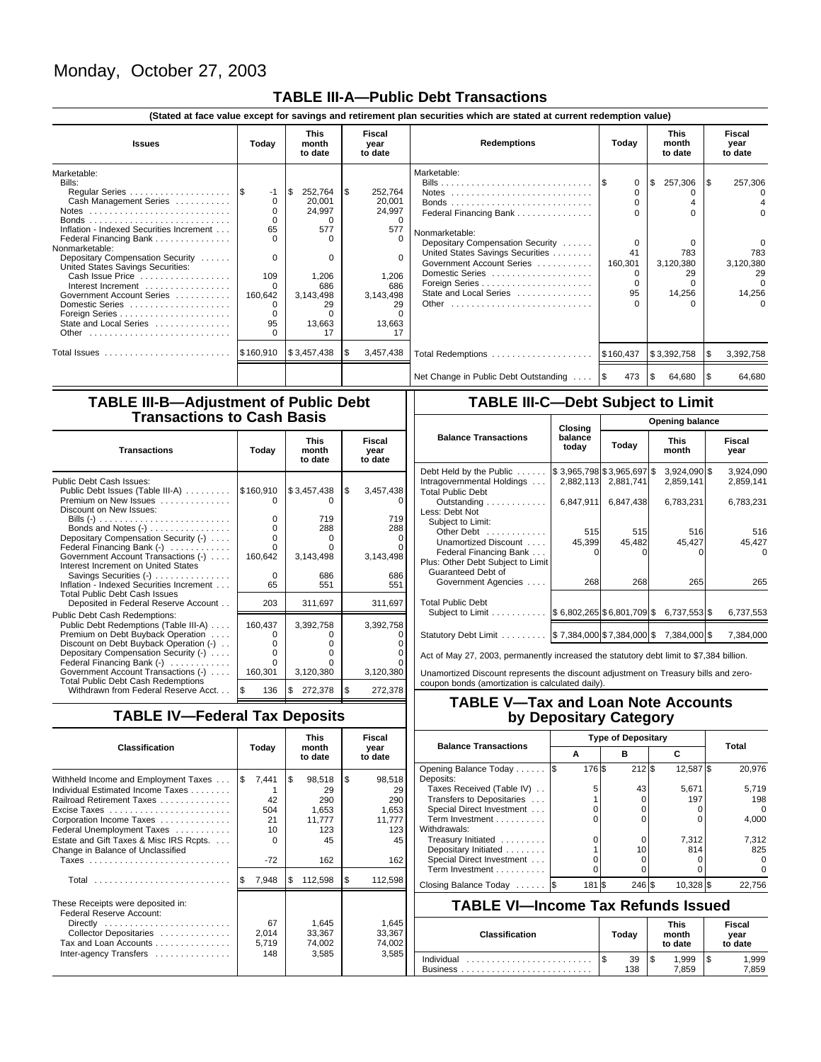# Monday, October 27, 2003

## TABLE III-A—Public Debt Transactions

(Stated at face value except for savings and retirement plan securities which are stated at current redemption value)

| Issues | Today | This month to date | Fiscal year to date |
|---|---|---|---|
| Marketable: | | | |
| Bills: | | | |
| Regular Series | $ -1 | $ 252,764 | $ 252,764 |
| Cash Management Series | 0 | 20,001 | 20,001 |
| Notes | 0 | 24,997 | 24,997 |
| Bonds | 0 | 0 | 0 |
| Inflation - Indexed Securities Increment | 65 | 577 | 577 |
| Federal Financing Bank | 0 | 0 | 0 |
| Nonmarketable: | | | |
| Depositary Compensation Security | 0 | 0 | 0 |
| United States Savings Securities: | | | |
| Cash Issue Price | 109 | 1,206 | 1,206 |
| Interest Increment | 0 | 686 | 686 |
| Government Account Series | 160,642 | 3,143,498 | 3,143,498 |
| Domestic Series | 0 | 29 | 29 |
| Foreign Series | 0 | 0 | 0 |
| State and Local Series | 95 | 13,663 | 13,663 |
| Other | 0 | 17 | 17 |
| Total Issues | $ 160,910 | $ 3,457,438 | $ 3,457,438 |

| Redemptions | Today | This month to date | Fiscal year to date |
|---|---|---|---|
| Marketable: | | | |
| Bills | $ 0 | $ 257,306 | $ 257,306 |
| Notes | 0 | 0 | 0 |
| Bonds | 0 | 4 | 4 |
| Federal Financing Bank | 0 | 0 | 0 |
| Nonmarketable: | | | |
| Depositary Compensation Security | 0 | 0 | 0 |
| United States Savings Securities | 41 | 783 | 783 |
| Government Account Series | 160,301 | 3,120,380 | 3,120,380 |
| Domestic Series | 0 | 29 | 29 |
| Foreign Series | 0 | 0 | 0 |
| State and Local Series | 95 | 14,256 | 14,256 |
| Other | 0 | 0 | 0 |
| Total Redemptions | $ 160,437 | $ 3,392,758 | $ 3,392,758 |
| Net Change in Public Debt Outstanding | $ 473 | $ 64,680 | $ 64,680 |

## TABLE III-B—Adjustment of Public Debt Transactions to Cash Basis

| Transactions | Today | This month to date | Fiscal year to date |
|---|---|---|---|
| Public Debt Cash Issues: | | | |
| Public Debt Issues (Table III-A) | $ 160,910 | $ 3,457,438 | $ 3,457,438 |
| Premium on New Issues | 0 | 0 | 0 |
| Discount on New Issues: | | | |
| Bills (-) | 0 | 719 | 719 |
| Bonds and Notes (-) | 0 | 288 | 288 |
| Depositary Compensation Security (-) | 0 | 0 | 0 |
| Federal Financing Bank (-) | 0 | 0 | 0 |
| Government Account Transactions (-) | 160,642 | 3,143,498 | 3,143,498 |
| Interest Increment on United States Savings Securities (-) | 0 | 686 | 686 |
| Inflation - Indexed Securities Increment | 65 | 551 | 551 |
| Total Public Debt Cash Issues Deposited in Federal Reserve Account | 203 | 311,697 | 311,697 |
| Public Debt Cash Redemptions: | | | |
| Public Debt Redemptions (Table III-A) | 160,437 | 3,392,758 | 3,392,758 |
| Premium on Debt Buyback Operation | 0 | 0 | 0 |
| Discount on Debt Buyback Operation (-) | 0 | 0 | 0 |
| Depositary Compensation Security (-) | 0 | 0 | 0 |
| Federal Financing Bank (-) | 0 | 0 | 0 |
| Government Account Transactions (-) | 160,301 | 3,120,380 | 3,120,380 |
| Total Public Debt Cash Redemptions Withdrawn from Federal Reserve Acct. | $ 136 | $ 272,378 | $ 272,378 |

## TABLE III-C—Debt Subject to Limit

| Balance Transactions | Closing balance today | Opening balance Today | Opening balance This month | Opening balance Fiscal year |
|---|---|---|---|---|
| Debt Held by the Public | $ 3,965,798 | $ 3,965,697 | $ 3,924,090 | $ 3,924,090 |
| Intragovernmental Holdings | 2,882,113 | 2,881,741 | 2,859,141 | 2,859,141 |
| Total Public Debt Outstanding | 6,847,911 | 6,847,438 | 6,783,231 | 6,783,231 |
| Less: Debt Not Subject to Limit: | | | | |
| Other Debt | 515 | 515 | 516 | 516 |
| Unamortized Discount | 45,399 | 45,482 | 45,427 | 45,427 |
| Federal Financing Bank | 0 | 0 | 0 | 0 |
| Plus: Other Debt Subject to Limit Guaranteed Debt of Government Agencies | 268 | 268 | 265 | 265 |
| Total Public Debt Subject to Limit | $ 6,802,265 | $ 6,801,709 | $ 6,737,553 | $ 6,737,553 |
| Statutory Debt Limit | $ 7,384,000 | $ 7,384,000 | $ 7,384,000 | $ 7,384,000 |

Act of May 27, 2003, permanently increased the statutory debt limit to $7,384 billion.

Unamortized Discount represents the discount adjustment on Treasury bills and zero-coupon bonds (amortization is calculated daily).

## TABLE IV—Federal Tax Deposits

| Classification | Today | This month to date | Fiscal year to date |
|---|---|---|---|
| Withheld Income and Employment Taxes | $ 7,441 | $ 98,518 | $ 98,518 |
| Individual Estimated Income Taxes | 1 | 29 | 29 |
| Railroad Retirement Taxes | 42 | 290 | 290 |
| Excise Taxes | 504 | 1,653 | 1,653 |
| Corporation Income Taxes | 21 | 11,777 | 11,777 |
| Federal Unemployment Taxes | 10 | 123 | 123 |
| Estate and Gift Taxes & Misc IRS Rcpts. | 0 | 45 | 45 |
| Change in Balance of Unclassified Taxes | -72 | 162 | 162 |
| Total | $ 7,948 | $ 112,598 | $ 112,598 |
| These Receipts were deposited in: | | | |
| Federal Reserve Account: | | | |
| Directly | 67 | 1,645 | 1,645 |
| Collector Depositaries | 2,014 | 33,367 | 33,367 |
| Tax and Loan Accounts | 5,719 | 74,002 | 74,002 |
| Inter-agency Transfers | 148 | 3,585 | 3,585 |

## TABLE V—Tax and Loan Note Accounts by Depositary Category

| Balance Transactions | Type of Depositary A | B | C | Total |
|---|---|---|---|---|
| Opening Balance Today | $ 176 | $ 212 | $ 12,587 | $ 20,976 |
| Deposits: | | | | |
| Taxes Received (Table IV) | 5 | 43 | 5,671 | 5,719 |
| Transfers to Depositaries | 1 | 0 | 197 | 198 |
| Special Direct Investment | 0 | 0 | 0 | 0 |
| Term Investment | 0 | 0 | 0 | 4,000 |
| Withdrawals: | | | | |
| Treasury Initiated | 0 | 0 | 7,312 | 7,312 |
| Depositary Initiated | 1 | 10 | 814 | 825 |
| Special Direct Investment | 0 | 0 | 0 | 0 |
| Term Investment | 0 | 0 | 0 | 0 |
| Closing Balance Today | $ 181 | $ 246 | $ 10,328 | $ 22,756 |

## TABLE VI—Income Tax Refunds Issued

| Classification | Today | This month to date | Fiscal year to date |
|---|---|---|---|
| Individual | $ 39 | $ 1,999 | $ 1,999 |
| Business | 138 | 7,859 | 7,859 |